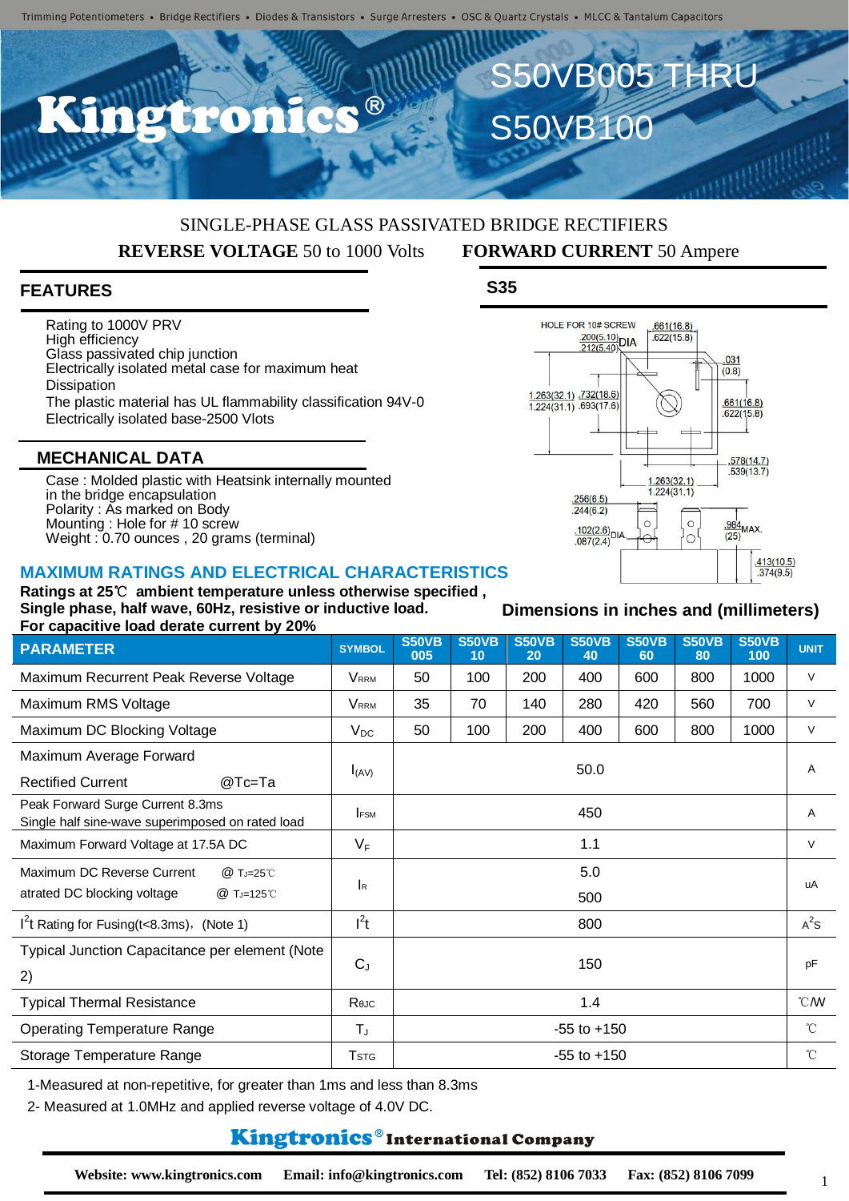Trimming Potentiometers • Bridge Rectifiers • Diodes & Transistors • Surge Arresters • OSC & Quartz Crystals • MLCC & Tantalum Capacitors

# Kingtronics®

# S50VB005 THRU S50VB100

SINGLE-PHASE GLASS PASSIVATED BRIDGE RECTIFIERS

**REVERSE VOLTAGE** 50 to 1000 Volts **FORWARD CURRENT** 50 Ampere

## FEATURES

- Rating to 1000V PRV
- High efficiency
- Glass passivated chip junction
- Electrically isolated metal case for maximum heat Dissipation
- The plastic material has UL flammability classification 94V-0
- Electrically isolated base-2500 Vlots

## MECHANICAL DATA

- Case : Molded plastic with Heatsink internally mounted in the bridge encapsulation
- Polarity : As marked on Body
- Mounting : Hole for # 10 screw
- Weight : 0.70 ounces , 20 grams (terminal)

## S35

HOLE FOR 10# SCREW .200(5.10) .212(5.40) DIA; .661(16.8) .622(15.8); .031 (0.8); 1.263(32.1) 1.224(31.1); .732(18.6) .693(17.6); .661(16.8) .622(15.8); .578(14.7) .539(13.7); 1.263(32.1) 1.224(31.1); .256(6.5) .244(6.2); .102(2.6) .087(2.4) DIA; .984 (25) MAX.; .413(10.5) .374(9.5)

Dimensions in inches and (millimeters)

## MAXIMUM RATINGS AND ELECTRICAL CHARACTERISTICS

**Ratings at 25℃ ambient temperature unless otherwise specified , Single phase, half wave, 60Hz, resistive or inductive load. For capacitive load derate current by 20%**

| PARAMETER | SYMBOL | S50VB 005 | S50VB 10 | S50VB 20 | S50VB 40 | S50VB 60 | S50VB 80 | S50VB 100 | UNIT |
|---|---|---|---|---|---|---|---|---|---|
| Maximum Recurrent Peak Reverse Voltage | $V_{RRM}$ | 50 | 100 | 200 | 400 | 600 | 800 | 1000 | V |
| Maximum RMS Voltage | $V_{RRM}$ | 35 | 70 | 140 | 280 | 420 | 560 | 700 | V |
| Maximum DC Blocking Voltage | $V_{DC}$ | 50 | 100 | 200 | 400 | 600 | 800 | 1000 | V |
| Maximum Average Forward Rectified Current @Tc=Ta | $I_{(AV)}$ | 50.0 | | | | | | | A |
| Peak Forward Surge Current 8.3ms Single half sine-wave superimposed on rated load | $I_{FSM}$ | 450 | | | | | | | A |
| Maximum Forward Voltage at 17.5A DC | $V_F$ | 1.1 | | | | | | | V |
| Maximum DC Reverse Current @ $T_J$=25℃ atrated DC blocking voltage @ $T_J$=125℃ | $I_R$ | 5.0 / 500 | | | | | | | uA |
| $I^2t$ Rating for Fusing(t<8.3ms),(Note 1) | $I^2t$ | 800 | | | | | | | $A^2S$ |
| Typical Junction Capacitance per element (Note 2) | $C_J$ | 150 | | | | | | | pF |
| Typical Thermal Resistance | $R_{θJC}$ | 1.4 | | | | | | | ℃/W |
| Operating Temperature Range | $T_J$ | -55 to +150 | | | | | | | ℃ |
| Storage Temperature Range | $T_{STG}$ | -55 to +150 | | | | | | | ℃ |

1-Measured at non-repetitive, for greater than 1ms and less than 8.3ms

2- Measured at 1.0MHz and applied reverse voltage of 4.0V DC.

**Kingtronics® International Company**

**Website: www.kingtronics.com Email: info@kingtronics.com Tel: (852) 8106 7033 Fax: (852) 8106 7099**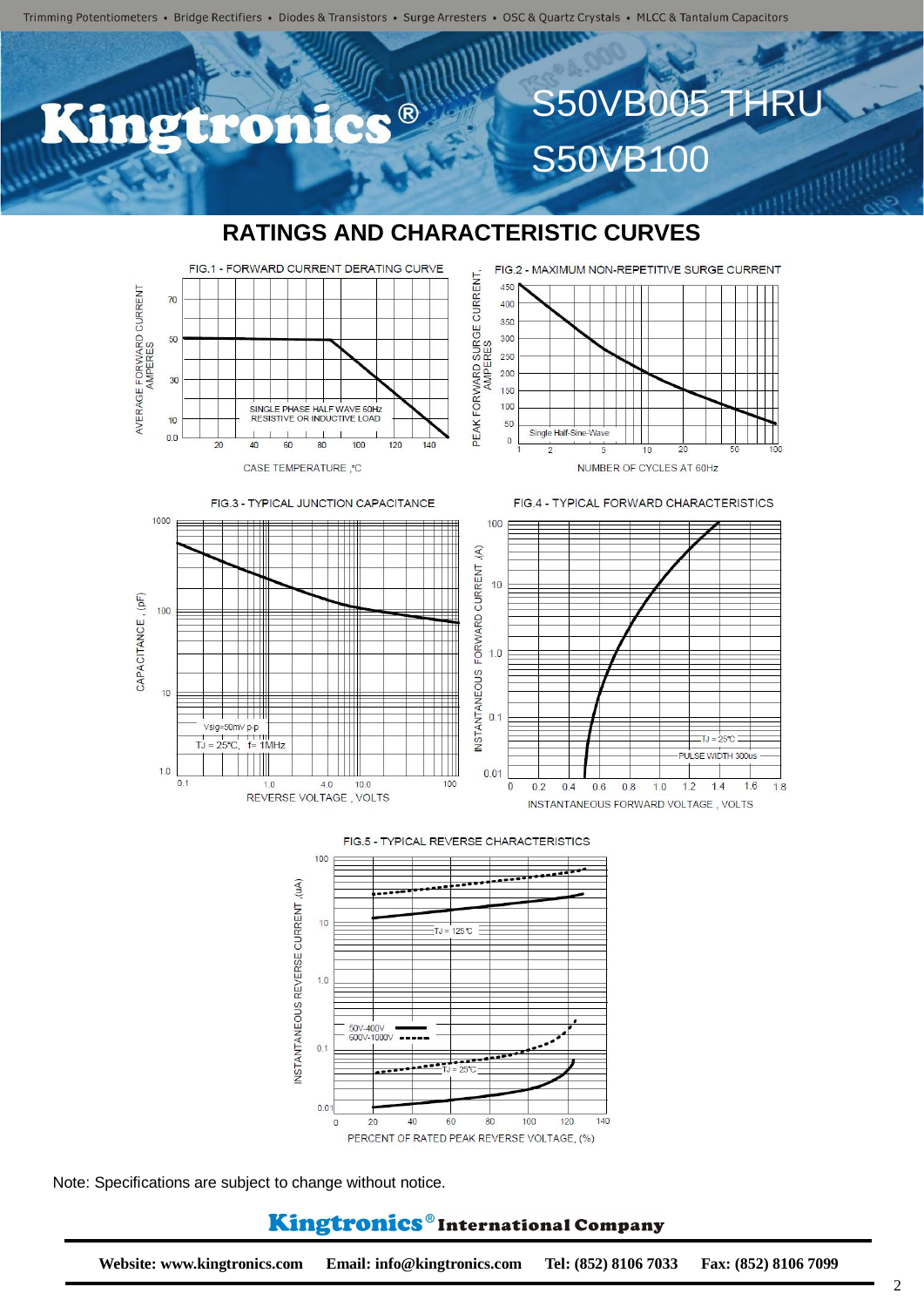# S50VB005 THRU S50VB100

## RATINGS AND CHARACTERISTIC CURVES

FIG.1 - FORWARD CURRENT DERATING CURVE

AVERAGE FORWARD CURRENT AMPERES

70
50
30
10
0.0

20 40 60 80 100 120 140

SINGLE PHASE HALF WAVE 60Hz
RESISTIVE OR INDUCTIVE LOAD

CASE TEMPERATURE ,°C

FIG.2 - MAXIMUM NON-REPETITIVE SURGE CURRENT

PEAK FORWARD SURGE CURRENT, AMPERES

450
400
350
300
250
200
150
100
50
0

1 2 5 10 20 50 100

Single Half-Sine-Wave

NUMBER OF CYCLES AT 60Hz

FIG.3 - TYPICAL JUNCTION CAPACITANCE

CAPACITANCE , (pF)

1000
100
10
1.0

0.1 1.0 4.0 10.0 100

Vsig=50mV p-p
TJ = 25°C, f= 1MHz

REVERSE VOLTAGE , VOLTS

FIG.4 - TYPICAL FORWARD CHARACTERISTICS

INSTANTANEOUS FORWARD CURRENT ,(A)

100
10
1.0
0.1
0.01

0 0.2 0.4 0.6 0.8 1.0 1.2 1.4 1.6 1.8

TJ = 25°C
PULSE WIDTH 300us

INSTANTANEOUS FORWARD VOLTAGE , VOLTS

FIG.5 - TYPICAL REVERSE CHARACTERISTICS

INSTANTANEOUS REVERSE CURRENT ,(uA)

100
10
1.0
0.1
0.01

0 20 40 60 80 100 120 140

TJ = 125°C
TJ = 25°C

50V-400V
600V-1000V

PERCENT OF RATED PEAK REVERSE VOLTAGE, (%)

Note: Specifications are subject to change without notice.

**Kingtronics® International Company**

**Website: www.kingtronics.com  Email: info@kingtronics.com  Tel: (852) 8106 7033  Fax: (852) 8106 7099**